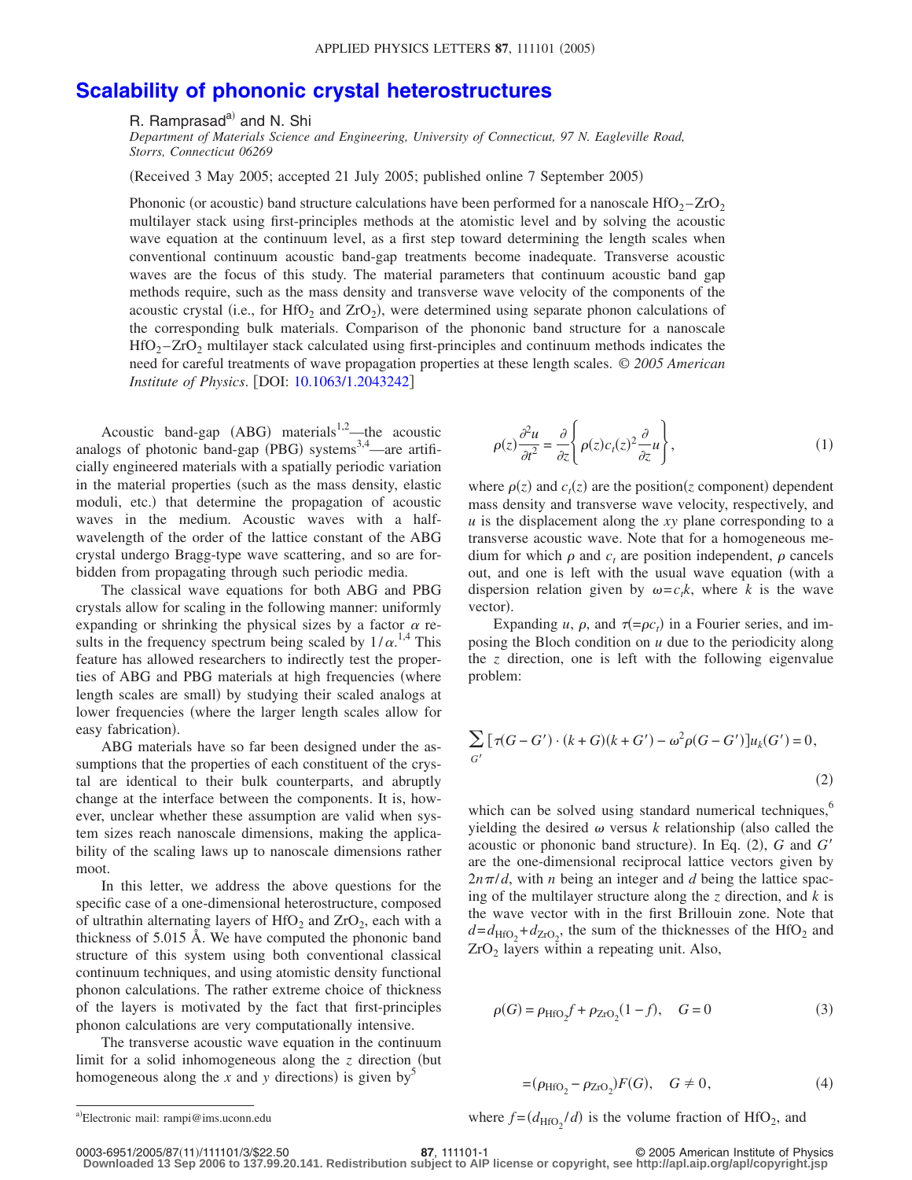# Scalability of phononic crystal heterostructures

R. Ramprasad[a] and N. Shi

*Department of Materials Science and Engineering, University of Connecticut, 97 N. Eagleville Road, Storrs, Connecticut 06269*

(Received 3 May 2005; accepted 21 July 2005; published online 7 September 2005)

Phononic (or acoustic) band structure calculations have been performed for a nanoscale $HfO_2$–$ZrO_2$ multilayer stack using first-principles methods at the atomistic level and by solving the acoustic wave equation at the continuum level, as a first step toward determining the length scales when conventional continuum acoustic band-gap treatments become inadequate. Transverse acoustic waves are the focus of this study. The material parameters that continuum acoustic band gap methods require, such as the mass density and transverse wave velocity of the components of the acoustic crystal (i.e., for $HfO_2$ and $ZrO_2$), were determined using separate phonon calculations of the corresponding bulk materials. Comparison of the phononic band structure for a nanoscale $HfO_2$–$ZrO_2$ multilayer stack calculated using first-principles and continuum methods indicates the need for careful treatments of wave propagation properties at these length scales. *© 2005 American Institute of Physics.* [DOI: 10.1063/1.2043242]

Acoustic band-gap (ABG) materials[1,2]—the acoustic analogs of photonic band-gap (PBG) systems[3,4]—are artificially engineered materials with a spatially periodic variation in the material properties (such as the mass density, elastic moduli, etc.) that determine the propagation of acoustic waves in the medium. Acoustic waves with a half-wavelength of the order of the lattice constant of the ABG crystal undergo Bragg-type wave scattering, and so are forbidden from propagating through such periodic media.

The classical wave equations for both ABG and PBG crystals allow for scaling in the following manner: uniformly expanding or shrinking the physical sizes by a factor $\alpha$ results in the frequency spectrum being scaled by $1/\alpha$.[1,4] This feature has allowed researchers to indirectly test the properties of ABG and PBG materials at high frequencies (where length scales are small) by studying their scaled analogs at lower frequencies (where the larger length scales allow for easy fabrication).

ABG materials have so far been designed under the assumptions that the properties of each constituent of the crystal are identical to their bulk counterparts, and abruptly change at the interface between the components. It is, however, unclear whether these assumption are valid when system sizes reach nanoscale dimensions, making the applicability of the scaling laws up to nanoscale dimensions rather moot.

In this letter, we address the above questions for the specific case of a one-dimensional heterostructure, composed of ultrathin alternating layers of $HfO_2$ and $ZrO_2$, each with a thickness of 5.015 Å. We have computed the phononic band structure of this system using both conventional classical continuum techniques, and using atomistic density functional phonon calculations. The rather extreme choice of thickness of the layers is motivated by the fact that first-principles phonon calculations are very computationally intensive.

The transverse acoustic wave equation in the continuum limit for a solid inhomogeneous along the $z$ direction (but homogeneous along the $x$ and $y$ directions) is given by[5]

$$\rho(z)\frac{\partial^2 u}{\partial t^2} = \frac{\partial}{\partial z}\left\{\rho(z)c_t(z)^2\frac{\partial}{\partial z}u\right\}, \tag{1}$$

where $\rho(z)$ and $c_t(z)$ are the position($z$ component) dependent mass density and transverse wave velocity, respectively, and $u$ is the displacement along the $xy$ plane corresponding to a transverse acoustic wave. Note that for a homogeneous medium for which $\rho$ and $c_t$ are position independent, $\rho$ cancels out, and one is left with the usual wave equation (with a dispersion relation given by $\omega = c_t k$, where $k$ is the wave vector).

Expanding $u$, $\rho$, and $\tau(=\rho c_t)$ in a Fourier series, and imposing the Bloch condition on $u$ due to the periodicity along the $z$ direction, one is left with the following eigenvalue problem:

$$\sum_{G'}[\tau(G-G')\cdot(k+G)(k+G') - \omega^2\rho(G-G')]u_k(G') = 0, \tag{2}$$

which can be solved using standard numerical techniques,[6] yielding the desired $\omega$ versus $k$ relationship (also called the acoustic or phononic band structure). In Eq. (2), $G$ and $G'$ are the one-dimensional reciprocal lattice vectors given by $2n\pi/d$, with $n$ being an integer and $d$ being the lattice spacing of the multilayer structure along the $z$ direction, and $k$ is the wave vector with in the first Brillouin zone. Note that $d = d_{HfO_2} + d_{ZrO_2}$, the sum of the thicknesses of the $HfO_2$ and $ZrO_2$ layers within a repeating unit. Also,

$$\rho(G) = \rho_{HfO_2} f + \rho_{ZrO_2}(1-f), \quad G = 0 \tag{3}$$

$$= (\rho_{HfO_2} - \rho_{ZrO_2})F(G), \quad G \neq 0, \tag{4}$$

where $f = (d_{HfO_2}/d)$ is the volume fraction of $HfO_2$, and

[a]Electronic mail: rampi@ims.uconn.edu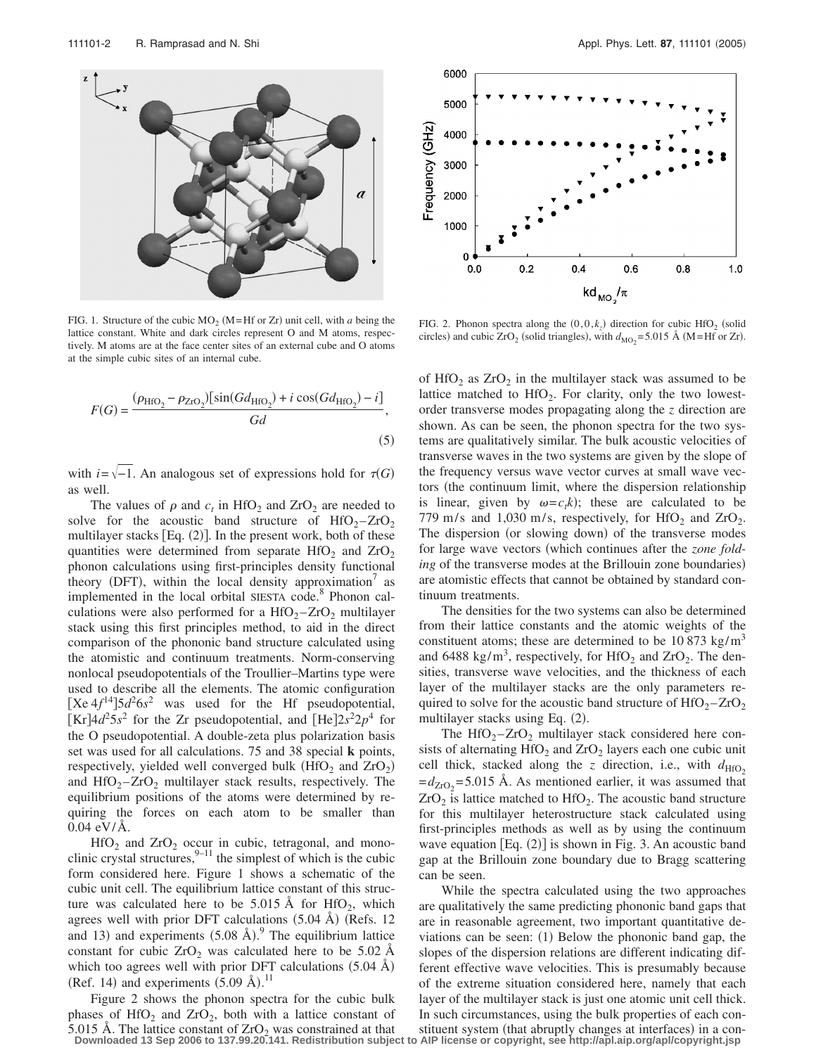FIG. 1. Structure of the cubic $MO_2$ (M=Hf or Zr) unit cell, with $a$ being the lattice constant. White and dark circles represent O and M atoms, respectively. M atoms are at the face center sites of an external cube and O atoms at the simple cubic sites of an internal cube.

$$F(G) = \frac{(\rho_{HfO_2} - \rho_{ZrO_2})[\sin(Gd_{HfO_2}) + i\cos(Gd_{HfO_2}) - i]}{Gd}, \quad (5)$$

with $i=\sqrt{-1}$. An analogous set of expressions hold for $\tau(G)$ as well.

The values of $\rho$ and $c_t$ in $HfO_2$ and $ZrO_2$ are needed to solve for the acoustic band structure of $HfO_2$–$ZrO_2$ multilayer stacks [Eq. (2)]. In the present work, both of these quantities were determined from separate $HfO_2$ and $ZrO_2$ phonon calculations using first-principles density functional theory (DFT), within the local density approximation[7] as implemented in the local orbital SIESTA code.[8] Phonon calculations were also performed for a $HfO_2$–$ZrO_2$ multilayer stack using this first principles method, to aid in the direct comparison of the phononic band structure calculated using the atomistic and continuum treatments. Norm-conserving nonlocal pseudopotentials of the Troullier–Martins type were used to describe all the elements. The atomic configuration $[\text{Xe}\,4f^{14}]5d^2 6s^2$ was used for the Hf pseudopotential, $[\text{Kr}]4d^2 5s^2$ for the Zr pseudopotential, and $[\text{He}]2s^2 2p^4$ for the O pseudopotential. A double-zeta plus polarization basis set was used for all calculations. 75 and 38 special **k** points, respectively, yielded well converged bulk ($HfO_2$ and $ZrO_2$) and $HfO_2$–$ZrO_2$ multilayer stack results, respectively. The equilibrium positions of the atoms were determined by requiring the forces on each atom to be smaller than 0.04 eV/Å.

$HfO_2$ and $ZrO_2$ occur in cubic, tetragonal, and monoclinic crystal structures,[9–11] the simplest of which is the cubic form considered here. Figure 1 shows a schematic of the cubic unit cell. The equilibrium lattice constant of this structure was calculated here to be 5.015 Å for $HfO_2$, which agrees well with prior DFT calculations (5.04 Å) (Refs. 12 and 13) and experiments (5.08 Å).[9] The equilibrium lattice constant for cubic $ZrO_2$ was calculated here to be 5.02 Å which too agrees well with prior DFT calculations (5.04 Å) (Ref. 14) and experiments (5.09 Å).[11]

Figure 2 shows the phonon spectra for the cubic bulk phases of $HfO_2$ and $ZrO_2$, both with a lattice constant of 5.015 Å. The lattice constant of $ZrO_2$ was constrained at that of $HfO_2$ as $ZrO_2$ in the multilayer stack was assumed to be lattice matched to $HfO_2$. For clarity, only the two lowest-order transverse modes propagating along the $z$ direction are shown. As can be seen, the phonon spectra for the two systems are qualitatively similar. The bulk acoustic velocities of transverse waves in the two systems are given by the slope of the frequency versus wave vector curves at small wave vectors (the continuum limit, where the dispersion relationship is linear, given by $\omega = c_t k$); these are calculated to be 779 m/s and 1,030 m/s, respectively, for $HfO_2$ and $ZrO_2$. The dispersion (or slowing down) of the transverse modes for large wave vectors (which continues after the *zone folding* of the transverse modes at the Brillouin zone boundaries) are atomistic effects that cannot be obtained by standard continuum treatments.

FIG. 2. Phonon spectra along the $(0,0,k_z)$ direction for cubic $HfO_2$ (solid circles) and cubic $ZrO_2$ (solid triangles), with $d_{MO_2}=5.015$ Å (M=Hf or Zr).

The densities for the two systems can also be determined from their lattice constants and the atomic weights of the constituent atoms; these are determined to be 10 873 kg/m$^3$ and 6488 kg/m$^3$, respectively, for $HfO_2$ and $ZrO_2$. The densities, transverse wave velocities, and the thickness of each layer of the multilayer stacks are the only parameters required to solve for the acoustic band structure of $HfO_2$–$ZrO_2$ multilayer stacks using Eq. (2).

The $HfO_2$–$ZrO_2$ multilayer stack considered here consists of alternating $HfO_2$ and $ZrO_2$ layers each one cubic unit cell thick, stacked along the $z$ direction, i.e., with $d_{HfO_2} = d_{ZrO_2} = 5.015$ Å. As mentioned earlier, it was assumed that $ZrO_2$ is lattice matched to $HfO_2$. The acoustic band structure for this multilayer heterostructure stack calculated using first-principles methods as well as by using the continuum wave equation [Eq. (2)] is shown in Fig. 3. An acoustic band gap at the Brillouin zone boundary due to Bragg scattering can be seen.

While the spectra calculated using the two approaches are qualitatively the same predicting phononic band gaps that are in reasonable agreement, two important quantitative deviations can be seen: (1) Below the phononic band gap, the slopes of the dispersion relations are different indicating different effective wave velocities. This is presumably because of the extreme situation considered here, namely that each layer of the multilayer stack is just one atomic unit cell thick. In such circumstances, using the bulk properties of each constituent system (that abruptly changes at interfaces) in a con-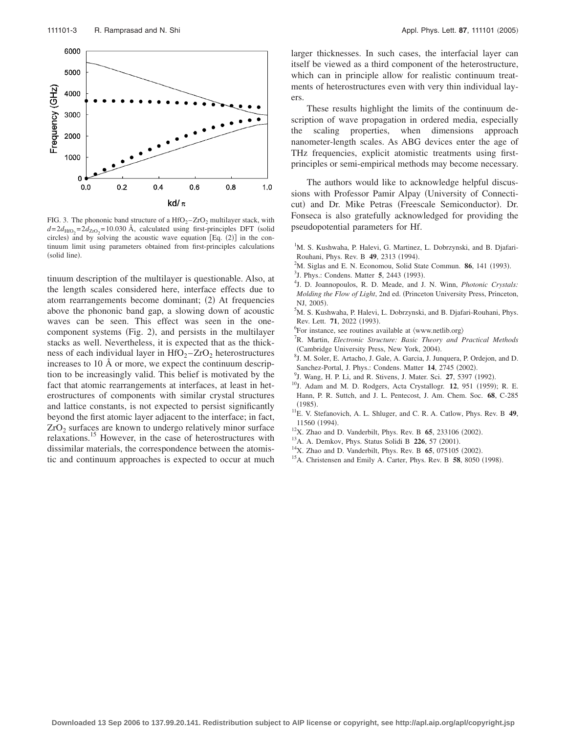6000

5000

4000

Frequency (GHz)

3000

2000

1000

0

0.0 0.2 0.4 0.6 0.8 1.0

kd/π

FIG. 3. The phononic band structure of a $HfO_2$–$ZrO_2$ multilayer stack, with $d=2d_{HfO_2}=2d_{ZrO_2}=10.030$ Å, calculated using first-principles DFT (solid circles) and by solving the acoustic wave equation [Eq. (2)] in the continuum limit using parameters obtained from first-principles calculations (solid line).

tinuum description of the multilayer is questionable. Also, at the length scales considered here, interface effects due to atom rearrangements become dominant; (2) At frequencies above the phononic band gap, a slowing down of acoustic waves can be seen. This effect was seen in the one-component systems (Fig. 2), and persists in the multilayer stacks as well. Nevertheless, it is expected that as the thickness of each individual layer in $HfO_2$–$ZrO_2$ heterostructures increases to 10 Å or more, we expect the continuum description to be increasingly valid. This belief is motivated by the fact that atomic rearrangements at interfaces, at least in heterostructures of components with similar crystal structures and lattice constants, is not expected to persist significantly beyond the first atomic layer adjacent to the interface; in fact, $ZrO_2$ surfaces are known to undergo relatively minor surface relaxations.[15] However, in the case of heterostructures with dissimilar materials, the correspondence between the atomistic and continuum approaches is expected to occur at much larger thicknesses. In such cases, the interfacial layer can itself be viewed as a third component of the heterostructure, which can in principle allow for realistic continuum treatments of heterostructures even with very thin individual layers.

These results highlight the limits of the continuum description of wave propagation in ordered media, especially the scaling properties, when dimensions approach nanometer-length scales. As ABG devices enter the age of THz frequencies, explicit atomistic treatments using first-principles or semi-empirical methods may become necessary.

The authors would like to acknowledge helpful discussions with Professor Pamir Alpay (University of Connecticut) and Dr. Mike Petras (Freescale Semiconductor). Dr. Fonseca is also gratefully acknowledged for providing the pseudopotential parameters for Hf.

[1] M. S. Kushwaha, P. Halevi, G. Martinez, L. Dobrzynski, and B. Djafari-Rouhani, Phys. Rev. B **49**, 2313 (1994).
[2] M. Siglas and E. N. Economou, Solid State Commun. **86**, 141 (1993).
[3] J. Phys.: Condens. Matter **5**, 2443 (1993).
[4] J. D. Joannopoulos, R. D. Meade, and J. N. Winn, *Photonic Crystals: Molding the Flow of Light*, 2nd ed. (Princeton University Press, Princeton, NJ, 2005).
[5] M. S. Kushwaha, P. Halevi, L. Dobrzynski, and B. Djafari-Rouhani, Phys. Rev. Lett. **71**, 2022 (1993).
[6] For instance, see routines available at ⟨www.netlib.org⟩
[7] R. Martin, *Electronic Structure: Basic Theory and Practical Methods* (Cambridge University Press, New York, 2004).
[8] J. M. Soler, E. Artacho, J. Gale, A. Garcia, J. Junquera, P. Ordejon, and D. Sanchez-Portal, J. Phys.: Condens. Matter **14**, 2745 (2002).
[9] J. Wang, H. P. Li, and R. Stivens, J. Mater. Sci. **27**, 5397 (1992).
[10] J. Adam and M. D. Rodgers, Acta Crystallogr. **12**, 951 (1959); R. E. Hann, P. R. Suttch, and J. L. Pentecost, J. Am. Chem. Soc. **68**, C-285 (1985).
[11] E. V. Stefanovich, A. L. Shluger, and C. R. A. Catlow, Phys. Rev. B **49**, 11560 (1994).
[12] X. Zhao and D. Vanderbilt, Phys. Rev. B **65**, 233106 (2002).
[13] A. A. Demkov, Phys. Status Solidi B **226**, 57 (2001).
[14] X. Zhao and D. Vanderbilt, Phys. Rev. B **65**, 075105 (2002).
[15] A. Christensen and Emily A. Carter, Phys. Rev. B **58**, 8050 (1998).